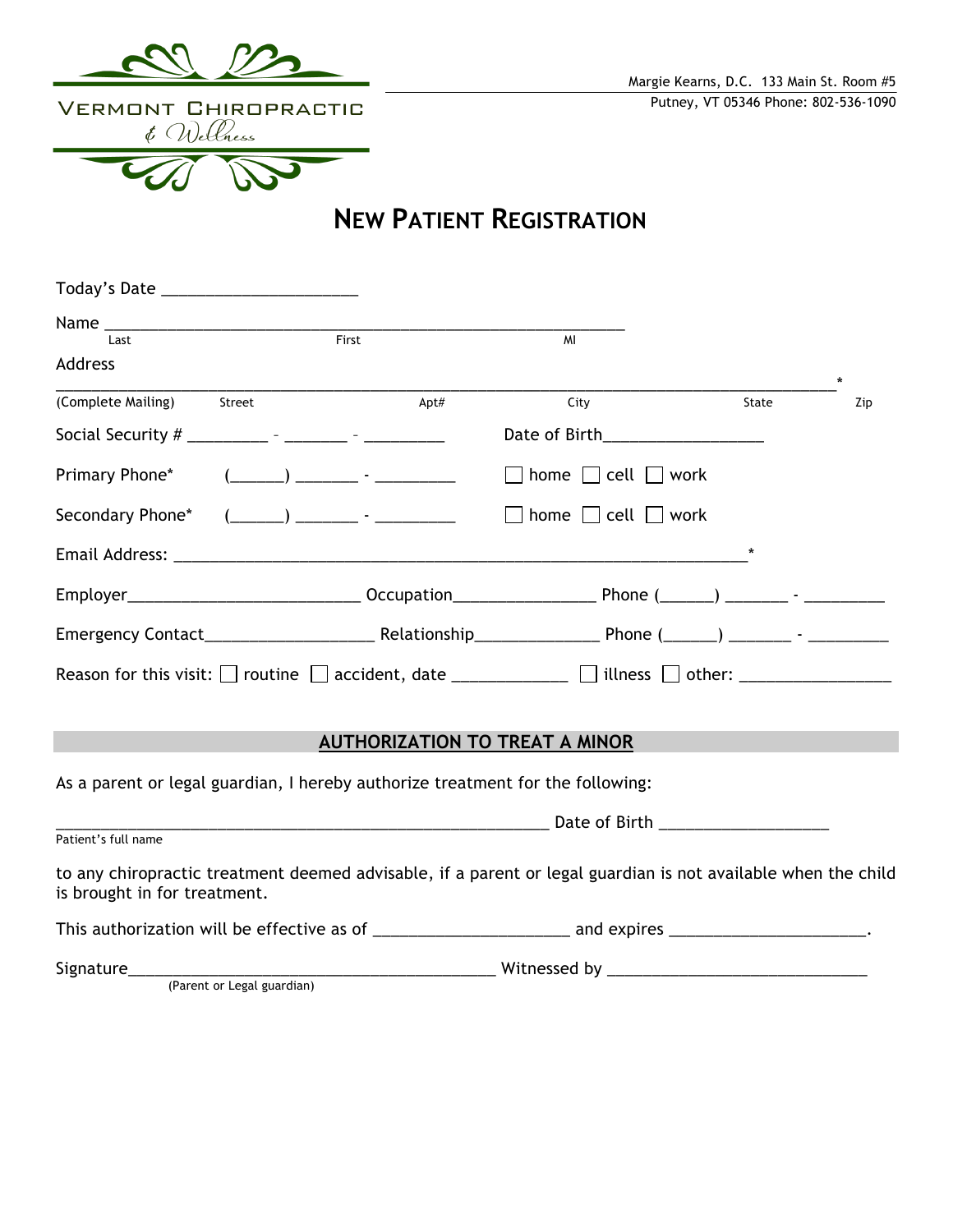Vermont Chiropractic & Wellness

Margie Kearns, D.C. 133 Main St. Room #5
Putney, VT 05346 Phone: 802-536-1090

# New Patient Registration

Today's Date ____________________

Name ____________________________________________________________
Last First MI

Address
______________________________________________________________________________*
(Complete Mailing) Street Apt# City State Zip

Social Security # _________ - _______ - _________ Date of Birth_________________

Primary Phone* (______) _______ - _________ ☐ home ☐ cell ☐ work

Secondary Phone* (______) _______ - _________ ☐ home ☐ cell ☐ work

Email Address: _______________________________________________________________*

Employer_________________________ Occupation________________ Phone (______) _______ - _________

Emergency Contact___________________ Relationship______________ Phone (______) _______ - _________

Reason for this visit: ☐ routine ☐ accident, date _____________ ☐ illness ☐ other: _________________

## AUTHORIZATION TO TREAT A MINOR

As a parent or legal guardian, I hereby authorize treatment for the following:

_______________________________________________________ Date of Birth ___________________
Patient's full name

to any chiropractic treatment deemed advisable, if a parent or legal guardian is not available when the child is brought in for treatment.

This authorization will be effective as of _____________________ and expires _____________________.

Signature________________________________________ Witnessed by ____________________________
(Parent or Legal guardian)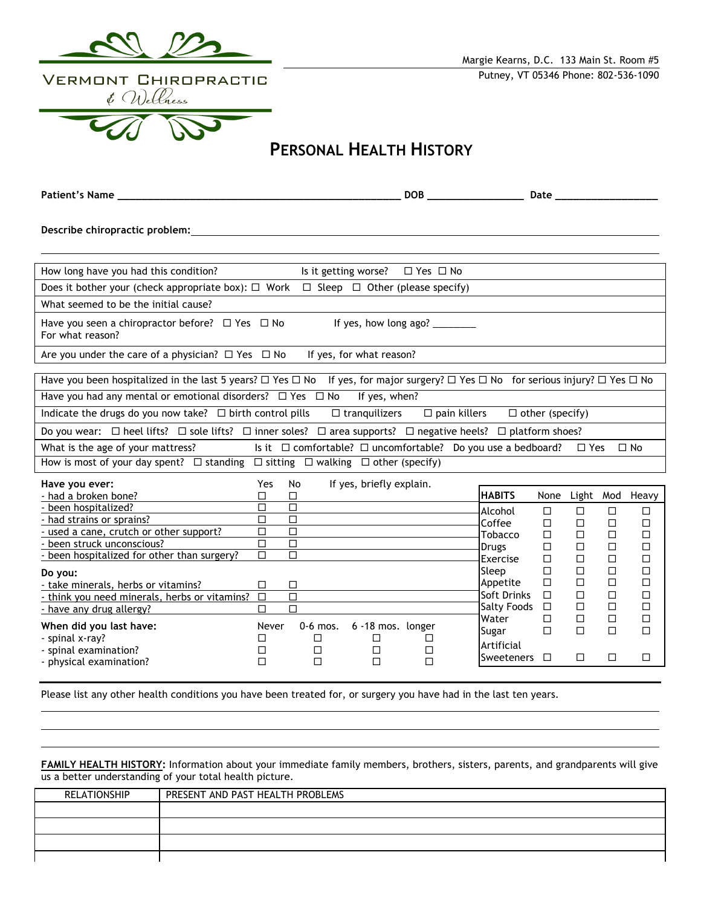VERMONT CHIROPRACTIC
& Wellness

Margie Kearns, D.C. 133 Main St. Room #5
Putney, VT 05346 Phone: 802-536-1090

# PERSONAL HEALTH HISTORY

**Patient's Name** ___________________________________________ **DOB** _______________ **Date** _________________

**Describe chiropractic problem:** ____________________________________________________________

______________________________________________________________________________

| |
|---|
| How long have you had this condition? Is it getting worse? ☐ Yes ☐ No |
| Does it bother your (check appropriate box): ☐ Work ☐ Sleep ☐ Other (please specify) |
| What seemed to be the initial cause? |
| Have you seen a chiropractor before? ☐ Yes ☐ No If yes, how long ago? ________ For what reason? |
| Are you under the care of a physician? ☐ Yes ☐ No If yes, for what reason? |

| |
|---|
| Have you been hospitalized in the last 5 years? ☐ Yes ☐ No If yes, for major surgery? ☐ Yes ☐ No for serious injury? ☐ Yes ☐ No |
| Have you had any mental or emotional disorders? ☐ Yes ☐ No If yes, when? |
| Indicate the drugs do you now take? ☐ birth control pills ☐ tranquilizers ☐ pain killers ☐ other (specify) |
| Do you wear: ☐ heel lifts? ☐ sole lifts? ☐ inner soles? ☐ area supports? ☐ negative heels? ☐ platform shoes? |
| What is the age of your mattress? Is it ☐ comfortable? ☐ uncomfortable? Do you use a bedboard? ☐ Yes ☐ No |
| How is most of your day spent? ☐ standing ☐ sitting ☐ walking ☐ other (specify) |

| **Have you ever:** | Yes | No | If yes, briefly explain. |
|---|---|---|---|
| - had a broken bone? | ☐ | ☐ | |
| - been hospitalized? | ☐ | ☐ | |
| - had strains or sprains? | ☐ | ☐ | |
| - used a cane, crutch or other support? | ☐ | ☐ | |
| - been struck unconscious? | ☐ | ☐ | |
| - been hospitalized for other than surgery? | ☐ | ☐ | |
| **Do you:** | | | |
| - take minerals, herbs or vitamins? | ☐ | ☐ | |
| - think you need minerals, herbs or vitamins? | ☐ | ☐ | |
| - have any drug allergy? | ☐ | ☐ | |

| **When did you last have:** | Never | 0-6 mos. | 6 -18 mos. | longer |
|---|---|---|---|---|
| - spinal x-ray? | ☐ | ☐ | ☐ | ☐ |
| - spinal examination? | ☐ | ☐ | ☐ | ☐ |
| - physical examination? | ☐ | ☐ | ☐ | ☐ |

| **HABITS** | None | Light | Mod | Heavy |
|---|---|---|---|---|
| Alcohol | ☐ | ☐ | ☐ | ☐ |
| Coffee | ☐ | ☐ | ☐ | ☐ |
| Tobacco | ☐ | ☐ | ☐ | ☐ |
| Drugs | ☐ | ☐ | ☐ | ☐ |
| Exercise | ☐ | ☐ | ☐ | ☐ |
| Sleep | ☐ | ☐ | ☐ | ☐ |
| Appetite | ☐ | ☐ | ☐ | ☐ |
| Soft Drinks | ☐ | ☐ | ☐ | ☐ |
| Salty Foods | ☐ | ☐ | ☐ | ☐ |
| Water | ☐ | ☐ | ☐ | ☐ |
| Sugar | ☐ | ☐ | ☐ | ☐ |
| Artificial Sweeteners | ☐ | ☐ | ☐ | ☐ |

Please list any other health conditions you have been treated for, or surgery you have had in the last ten years.

______________________________________________________________________________

______________________________________________________________________________

______________________________________________________________________________

**FAMILY HEALTH HISTORY:** Information about your immediate family members, brothers, sisters, parents, and grandparents will give us a better understanding of your total health picture.

| RELATIONSHIP | PRESENT AND PAST HEALTH PROBLEMS |
|---|---|
| | |
| | |
| | |
| | |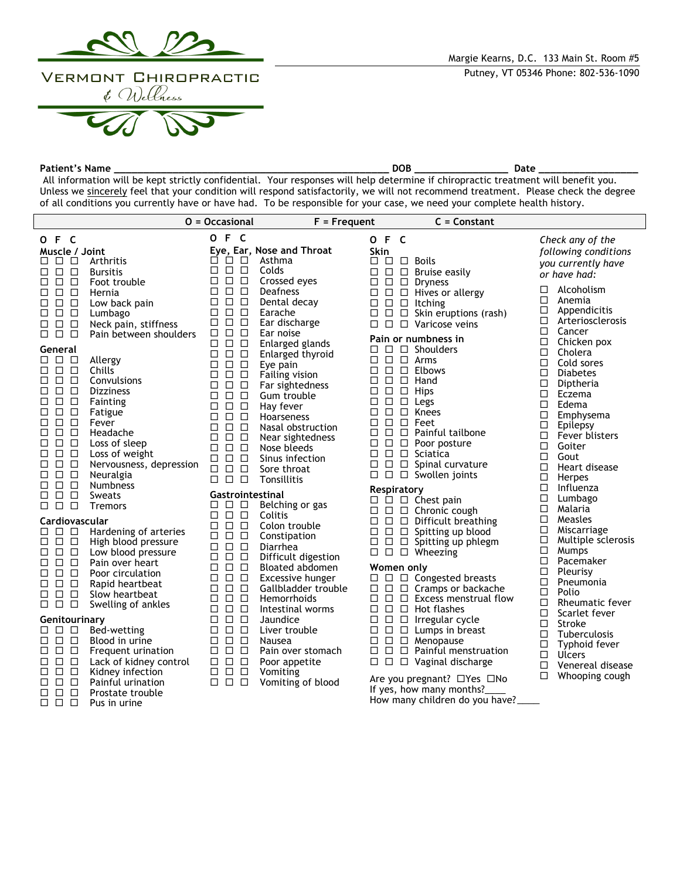# Vermont Chiropractic & Wellness

Margie Kearns, D.C. 133 Main St. Room #5
Putney, VT 05346 Phone: 802-536-1090

**Patient's Name** ____________________________ **DOB** ______________ **Date** ______________

All information will be kept strictly confidential. Your responses will help determine if chiropractic treatment will benefit you. Unless we sincerely feel that your condition will respond satisfactorily, we will not recommend treatment. Please check the degree of all conditions you currently have or have had. To be responsible for your case, we need your complete health history.

**O = Occasional F = Frequent C = Constant**

O F C

**Muscle / Joint**
- ☐ ☐ ☐ Arthritis
- ☐ ☐ ☐ Bursitis
- ☐ ☐ ☐ Foot trouble
- ☐ ☐ ☐ Hernia
- ☐ ☐ ☐ Low back pain
- ☐ ☐ ☐ Lumbago
- ☐ ☐ ☐ Neck pain, stiffness
- ☐ ☐ ☐ Pain between shoulders

**General**
- ☐ ☐ ☐ Allergy
- ☐ ☐ ☐ Chills
- ☐ ☐ ☐ Convulsions
- ☐ ☐ ☐ Dizziness
- ☐ ☐ ☐ Fainting
- ☐ ☐ ☐ Fatigue
- ☐ ☐ ☐ Fever
- ☐ ☐ ☐ Headache
- ☐ ☐ ☐ Loss of sleep
- ☐ ☐ ☐ Loss of weight
- ☐ ☐ ☐ Nervousness, depression
- ☐ ☐ ☐ Neuralgia
- ☐ ☐ ☐ Numbness
- ☐ ☐ ☐ Sweats
- ☐ ☐ ☐ Tremors

**Cardiovascular**
- ☐ ☐ ☐ Hardening of arteries
- ☐ ☐ ☐ High blood pressure
- ☐ ☐ ☐ Low blood pressure
- ☐ ☐ ☐ Pain over heart
- ☐ ☐ ☐ Poor circulation
- ☐ ☐ ☐ Rapid heartbeat
- ☐ ☐ ☐ Slow heartbeat
- ☐ ☐ ☐ Swelling of ankles

**Genitourinary**
- ☐ ☐ ☐ Bed-wetting
- ☐ ☐ ☐ Blood in urine
- ☐ ☐ ☐ Frequent urination
- ☐ ☐ ☐ Lack of kidney control
- ☐ ☐ ☐ Kidney infection
- ☐ ☐ ☐ Painful urination
- ☐ ☐ ☐ Prostate trouble
- ☐ ☐ ☐ Pus in urine

O F C

**Eye, Ear, Nose and Throat**
- ☐ ☐ ☐ Asthma
- ☐ ☐ ☐ Colds
- ☐ ☐ ☐ Crossed eyes
- ☐ ☐ ☐ Deafness
- ☐ ☐ ☐ Dental decay
- ☐ ☐ ☐ Earache
- ☐ ☐ ☐ Ear discharge
- ☐ ☐ ☐ Ear noise
- ☐ ☐ ☐ Enlarged glands
- ☐ ☐ ☐ Enlarged thyroid
- ☐ ☐ ☐ Eye pain
- ☐ ☐ ☐ Failing vision
- ☐ ☐ ☐ Far sightedness
- ☐ ☐ ☐ Gum trouble
- ☐ ☐ ☐ Hay fever
- ☐ ☐ ☐ Hoarseness
- ☐ ☐ ☐ Nasal obstruction
- ☐ ☐ ☐ Near sightedness
- ☐ ☐ ☐ Nose bleeds
- ☐ ☐ ☐ Sinus infection
- ☐ ☐ ☐ Sore throat
- ☐ ☐ ☐ Tonsillitis

**Gastrointestinal**
- ☐ ☐ ☐ Belching or gas
- ☐ ☐ ☐ Colitis
- ☐ ☐ ☐ Colon trouble
- ☐ ☐ ☐ Constipation
- ☐ ☐ ☐ Diarrhea
- ☐ ☐ ☐ Difficult digestion
- ☐ ☐ ☐ Bloated abdomen
- ☐ ☐ ☐ Excessive hunger
- ☐ ☐ ☐ Gallbladder trouble
- ☐ ☐ ☐ Hemorrhoids
- ☐ ☐ ☐ Intestinal worms
- ☐ ☐ ☐ Jaundice
- ☐ ☐ ☐ Liver trouble
- ☐ ☐ ☐ Nausea
- ☐ ☐ ☐ Pain over stomach
- ☐ ☐ ☐ Poor appetite
- ☐ ☐ ☐ Vomiting
- ☐ ☐ ☐ Vomiting of blood

O F C

**Skin**
- ☐ ☐ ☐ Boils
- ☐ ☐ ☐ Bruise easily
- ☐ ☐ ☐ Dryness
- ☐ ☐ ☐ Hives or allergy
- ☐ ☐ ☐ Itching
- ☐ ☐ ☐ Skin eruptions (rash)
- ☐ ☐ ☐ Varicose veins

**Pain or numbness in**
- ☐ ☐ ☐ Shoulders
- ☐ ☐ ☐ Arms
- ☐ ☐ ☐ Elbows
- ☐ ☐ ☐ Hand
- ☐ ☐ ☐ Hips
- ☐ ☐ ☐ Legs
- ☐ ☐ ☐ Knees
- ☐ ☐ ☐ Feet
- ☐ ☐ ☐ Painful tailbone
- ☐ ☐ ☐ Poor posture
- ☐ ☐ ☐ Sciatica
- ☐ ☐ ☐ Spinal curvature
- ☐ ☐ ☐ Swollen joints

**Respiratory**
- ☐ ☐ ☐ Chest pain
- ☐ ☐ ☐ Chronic cough
- ☐ ☐ ☐ Difficult breathing
- ☐ ☐ ☐ Spitting up blood
- ☐ ☐ ☐ Spitting up phlegm
- ☐ ☐ ☐ Wheezing

**Women only**
- ☐ ☐ ☐ Congested breasts
- ☐ ☐ ☐ Cramps or backache
- ☐ ☐ ☐ Excess menstrual flow
- ☐ ☐ ☐ Hot flashes
- ☐ ☐ ☐ Irregular cycle
- ☐ ☐ ☐ Lumps in breast
- ☐ ☐ ☐ Menopause
- ☐ ☐ ☐ Painful menstruation
- ☐ ☐ ☐ Vaginal discharge

Are you pregnant? ☐Yes ☐No
If yes, how many months?____
How many children do you have?____

*Check any of the following conditions you currently have or have had:*

- ☐ Alcoholism
- ☐ Anemia
- ☐ Appendicitis
- ☐ Arteriosclerosis
- ☐ Cancer
- ☐ Chicken pox
- ☐ Cholera
- ☐ Cold sores
- ☐ Diabetes
- ☐ Diptheria
- ☐ Eczema
- ☐ Edema
- ☐ Emphysema
- ☐ Epilepsy
- ☐ Fever blisters
- ☐ Goiter
- ☐ Gout
- ☐ Heart disease
- ☐ Herpes
- ☐ Influenza
- ☐ Lumbago
- ☐ Malaria
- ☐ Measles
- ☐ Miscarriage
- ☐ Multiple sclerosis
- ☐ Mumps
- ☐ Pacemaker
- ☐ Pleurisy
- ☐ Pneumonia
- ☐ Polio
- ☐ Rheumatic fever
- ☐ Scarlet fever
- ☐ Stroke
- ☐ Tuberculosis
- ☐ Typhoid fever
- ☐ Ulcers
- ☐ Venereal disease
- ☐ Whooping cough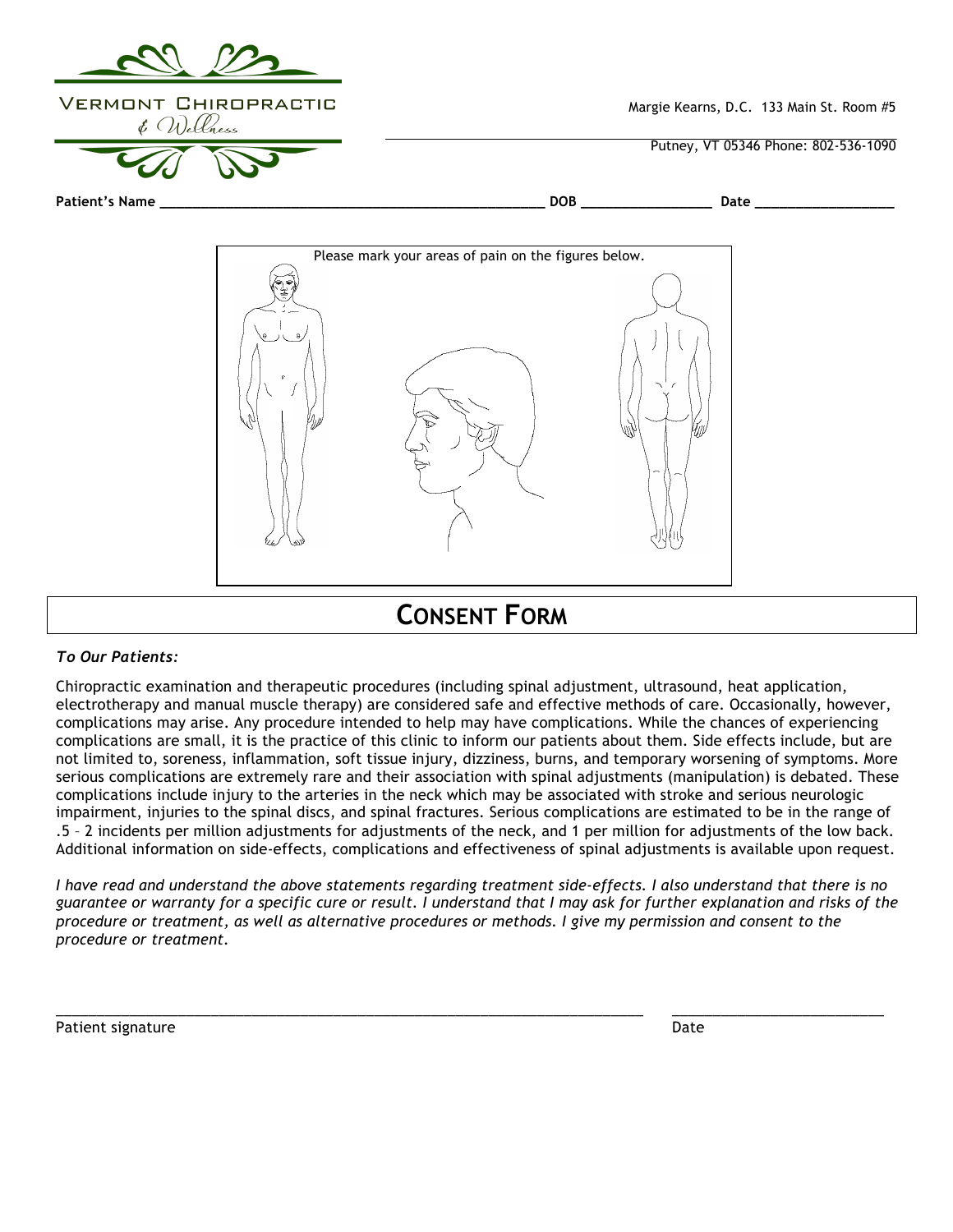VERMONT CHIROPRACTIC
& Wellness

Margie Kearns, D.C. 133 Main St. Room #5
Putney, VT 05346 Phone: 802-536-1090

**Patient's Name** ____________________________________________ **DOB** ________________ **Date** __________________

Please mark your areas of pain on the figures below.

# CONSENT FORM

***To Our Patients:***

Chiropractic examination and therapeutic procedures (including spinal adjustment, ultrasound, heat application, electrotherapy and manual muscle therapy) are considered safe and effective methods of care. Occasionally, however, complications may arise. Any procedure intended to help may have complications. While the chances of experiencing complications are small, it is the practice of this clinic to inform our patients about them. Side effects include, but are not limited to, soreness, inflammation, soft tissue injury, dizziness, burns, and temporary worsening of symptoms. More serious complications are extremely rare and their association with spinal adjustments (manipulation) is debated. These complications include injury to the arteries in the neck which may be associated with stroke and serious neurologic impairment, injuries to the spinal discs, and spinal fractures. Serious complications are estimated to be in the range of .5 – 2 incidents per million adjustments for adjustments of the neck, and 1 per million for adjustments of the low back. Additional information on side-effects, complications and effectiveness of spinal adjustments is available upon request.

*I have read and understand the above statements regarding treatment side-effects. I also understand that there is no guarantee or warranty for a specific cure or result. I understand that I may ask for further explanation and risks of the procedure or treatment, as well as alternative procedures or methods. I give my permission and consent to the procedure or treatment.*

_______________________________________________________________ ________________________

Patient signature Date